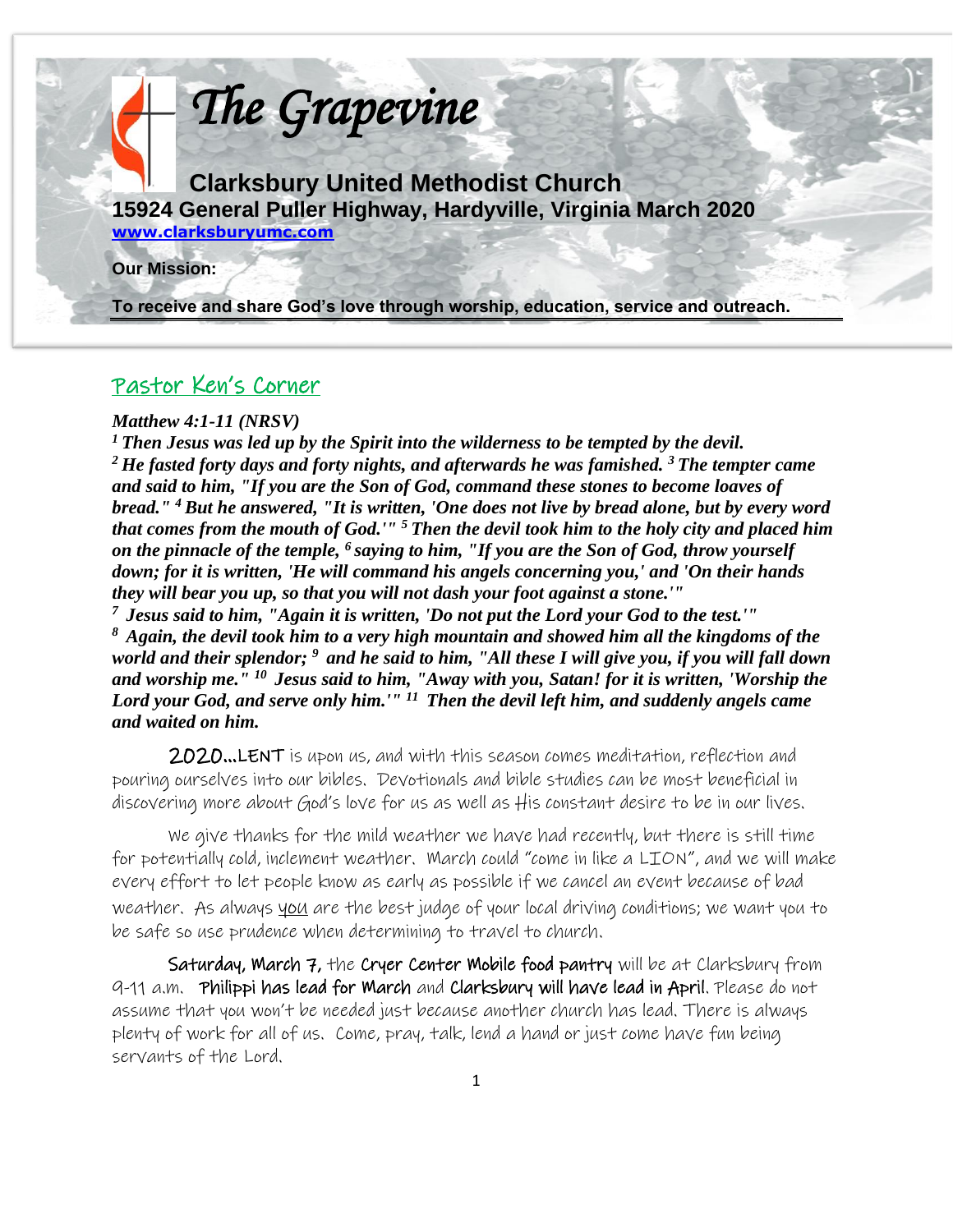# The Grapevine

**Clarksbury United Methodist Church**

**15924 General Puller Highway, Hardyville, Virginia March 2020**

**www.clarksburyumc.com**

**Our Mission:**

**To receive and share God's love through worship, education, service and outreach.**

## Pastor Ken's Corner

***Matthew 4:1-11 (NRSV)***

***[1] Then Jesus was led up by the Spirit into the wilderness to be tempted by the devil. [2] He fasted forty days and forty nights, and afterwards he was famished. [3] The tempter came and said to him, "If you are the Son of God, command these stones to become loaves of bread." [4] But he answered, "It is written, 'One does not live by bread alone, but by every word that comes from the mouth of God.'" [5] Then the devil took him to the holy city and placed him on the pinnacle of the temple, [6] saying to him, "If you are the Son of God, throw yourself down; for it is written, 'He will command his angels concerning you,' and 'On their hands they will bear you up, so that you will not dash your foot against a stone.'"***

***[7] Jesus said to him, "Again it is written, 'Do not put the Lord your God to the test.'"***

***[8] Again, the devil took him to a very high mountain and showed him all the kingdoms of the world and their splendor; [9] and he said to him, "All these I will give you, if you will fall down and worship me." [10] Jesus said to him, "Away with you, Satan! for it is written, 'Worship the Lord your God, and serve only him.'" [11] Then the devil left him, and suddenly angels came and waited on him.***

**2020…LENT** is upon us, and with this season comes meditation, reflection and pouring ourselves into our bibles. Devotionals and bible studies can be most beneficial in discovering more about God's love for us as well as His constant desire to be in our lives.

We give thanks for the mild weather we have had recently, but there is still time for potentially cold, inclement weather. March could "come in like a LION", and we will make every effort to let people know as early as possible if we cancel an event because of bad weather. As always you are the best judge of your local driving conditions; we want you to be safe so use prudence when determining to travel to church.

**Saturday, March 7,** the **Cryer Center Mobile food pantry** will be at Clarksbury from 9-11 a.m. **Philippi has lead for March** and **Clarksbury will have lead in April**. Please do not assume that you won't be needed just because another church has lead. There is always plenty of work for all of us. Come, pray, talk, lend a hand or just come have fun being servants of the Lord.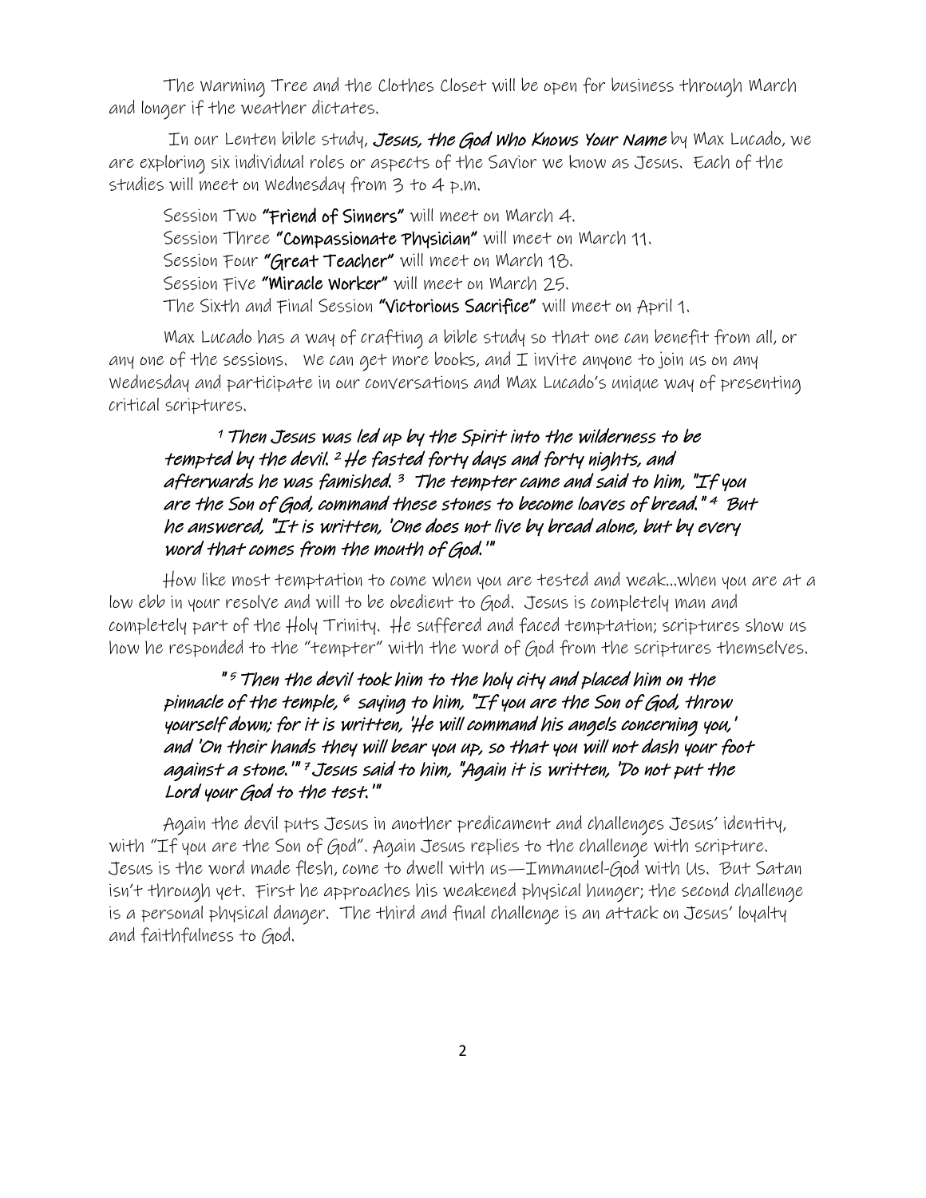The Warming Tree and the Clothes Closet will be open for business through March and longer if the weather dictates.

In our Lenten bible study, **Jesus, the God Who Knows Your Name** by Max Lucado, we are exploring six individual roles or aspects of the Savior we know as Jesus. Each of the studies will meet on Wednesday from 3 to 4 p.m.

Session Two **"Friend of Sinners"** will meet on March 4.
Session Three **"Compassionate Physician"** will meet on March 11.
Session Four **"Great Teacher"** will meet on March 18.
Session Five **"Miracle Worker"** will meet on March 25.
The Sixth and Final Session **"Victorious Sacrifice"** will meet on April 1.

Max Lucado has a way of crafting a bible study so that one can benefit from all, or any one of the sessions. We can get more books, and I invite anyone to join us on any Wednesday and participate in our conversations and Max Lucado's unique way of presenting critical scriptures.

> *[1] Then Jesus was led up by the Spirit into the wilderness to be tempted by the devil. [2] He fasted forty days and forty nights, and afterwards he was famished. [3] The tempter came and said to him, "If you are the Son of God, command these stones to become loaves of bread." [4] But he answered, "It is written, 'One does not live by bread alone, but by every word that comes from the mouth of God.'"*

How like most temptation to come when you are tested and weak…when you are at a low ebb in your resolve and will to be obedient to God. Jesus is completely man and completely part of the Holy Trinity. He suffered and faced temptation; scriptures show us how he responded to the "tempter" with the word of God from the scriptures themselves.

> *" [5] Then the devil took him to the holy city and placed him on the pinnacle of the temple, [6] saying to him, "If you are the Son of God, throw yourself down; for it is written, 'He will command his angels concerning you,' and 'On their hands they will bear you up, so that you will not dash your foot against a stone.'" [7] Jesus said to him, "Again it is written, 'Do not put the Lord your God to the test.'"*

Again the devil puts Jesus in another predicament and challenges Jesus' identity, with "If you are the Son of God". Again Jesus replies to the challenge with scripture. Jesus is the word made flesh, come to dwell with us—Immanuel-God with Us. But Satan isn't through yet. First he approaches his weakened physical hunger; the second challenge is a personal physical danger. The third and final challenge is an attack on Jesus' loyalty and faithfulness to God.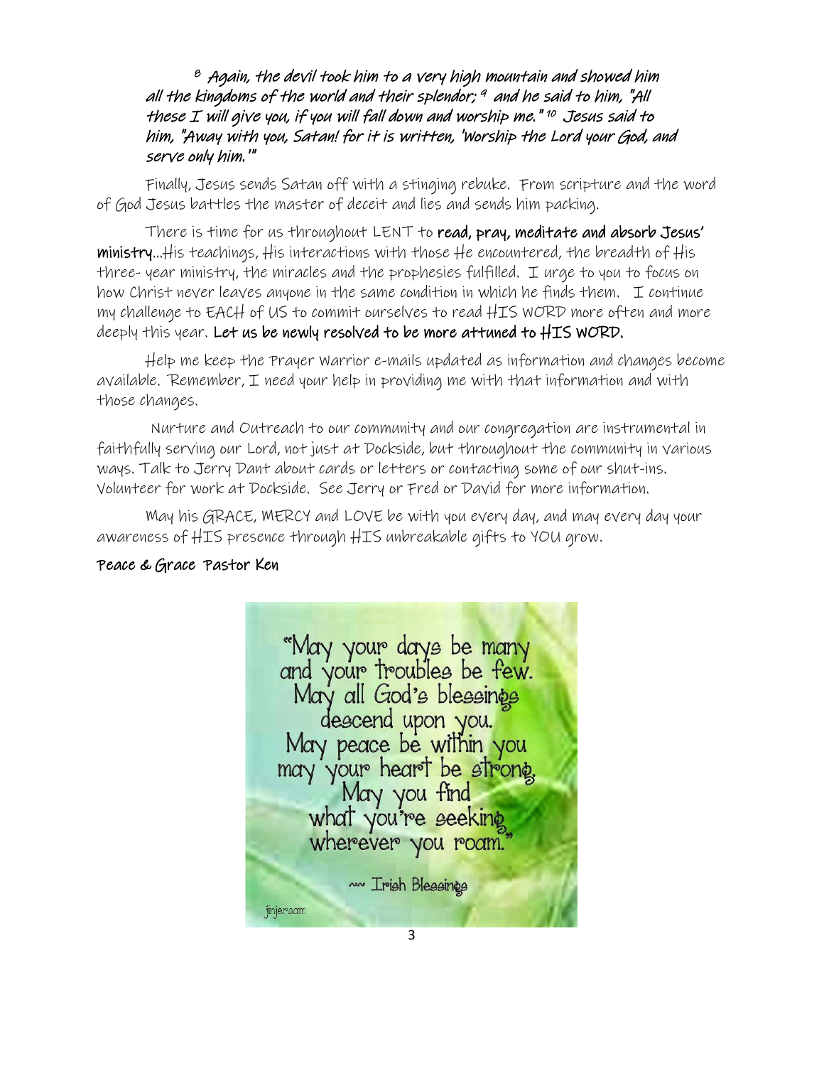*[8] Again, the devil took him to a very high mountain and showed him all the kingdoms of the world and their splendor; [9] and he said to him, "All these I will give you, if you will fall down and worship me." [10] Jesus said to him, "Away with you, Satan! for it is written, 'Worship the Lord your God, and serve only him.'"*

Finally, Jesus sends Satan off with a stinging rebuke. From scripture and the word of God Jesus battles the master of deceit and lies and sends him packing.

There is time for us throughout LENT to **read, pray, meditate and absorb Jesus' ministry**…His teachings, His interactions with those He encountered, the breadth of His three- year ministry, the miracles and the prophesies fulfilled. I urge to you to focus on how Christ never leaves anyone in the same condition in which he finds them. I continue my challenge to EACH of US to commit ourselves to read HIS WORD more often and more deeply this year. **Let us be newly resolved to be more attuned to HIS WORD.**

Help me keep the Prayer Warrior e-mails updated as information and changes become available. Remember, I need your help in providing me with that information and with those changes.

Nurture and Outreach to our community and our congregation are instrumental in faithfully serving our Lord, not just at Dockside, but throughout the community in various ways. Talk to Jerry Dant about cards or letters or contacting some of our shut-ins. Volunteer for work at Dockside. See Jerry or Fred or David for more information.

May his GRACE, MERCY and LOVE be with you every day, and may every day your awareness of HIS presence through HIS unbreakable gifts to YOU grow.

**Peace & Grace Pastor Ken**

"May your days be many and your troubles be few. May all God's blessings descend upon you. May peace be within you may your heart be strong. May you find what you're seeking wherever you roam."

~~ Irish Blessings

jinjersam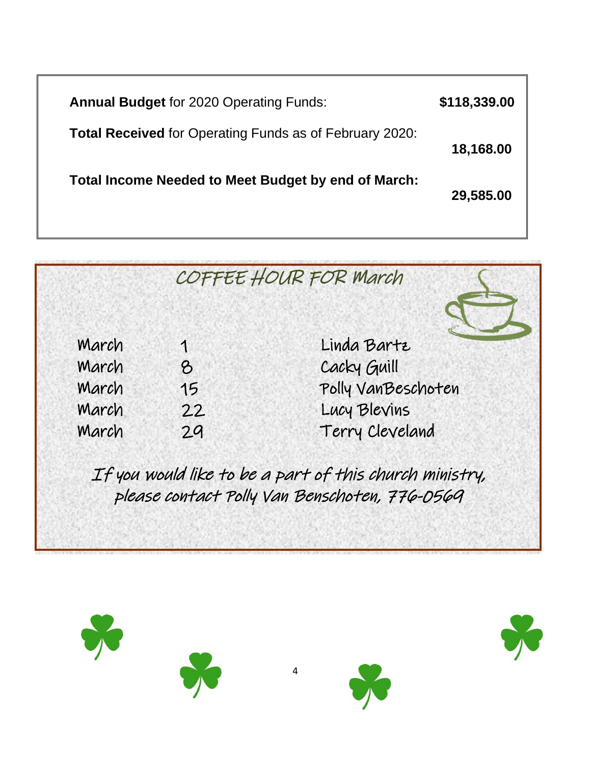| | |
|---|---|
| **Annual Budget** for 2020 Operating Funds: | **$118,339.00** |
| **Total Received** for Operating Funds as of February 2020: | **18,168.00** |
| **Total Income Needed to Meet Budget by end of March:** | **29,585.00** |

## COFFEE HOUR FOR March

| | | |
|---|---|---|
| March | 1 | Linda Bartz |
| March | 8 | Cacky Guill |
| March | 15 | Polly VanBeschoten |
| March | 22 | Lucy Blevins |
| March | 29 | Terry Cleveland |

*If you would like to be a part of this church ministry, please contact Polly Van Benschoten, 776-0569*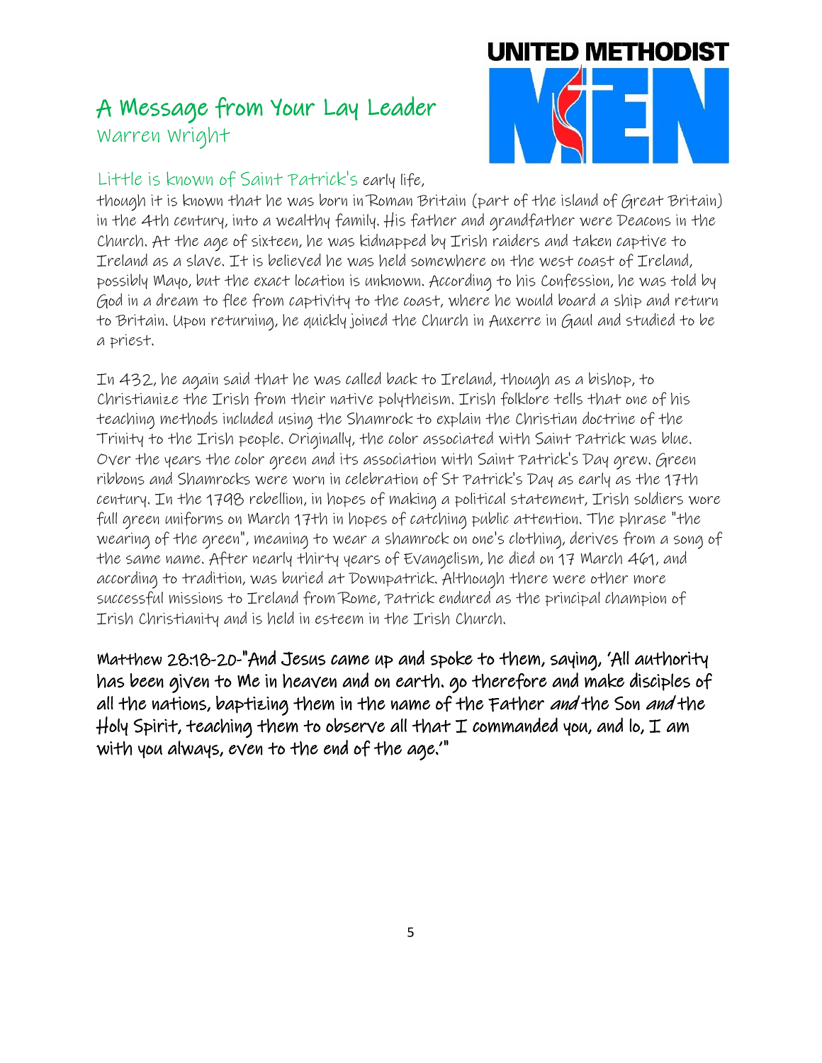# A Message from Your Lay Leader

Warren Wright

Little is known of Saint Patrick's early life, though it is known that he was born in Roman Britain (part of the island of Great Britain) in the 4th century, into a wealthy family. His father and grandfather were Deacons in the Church. At the age of sixteen, he was kidnapped by Irish raiders and taken captive to Ireland as a slave. It is believed he was held somewhere on the west coast of Ireland, possibly Mayo, but the exact location is unknown. According to his Confession, he was told by God in a dream to flee from captivity to the coast, where he would board a ship and return to Britain. Upon returning, he quickly joined the Church in Auxerre in Gaul and studied to be a priest.

In 432, he again said that he was called back to Ireland, though as a bishop, to Christianize the Irish from their native polytheism. Irish folklore tells that one of his teaching methods included using the Shamrock to explain the Christian doctrine of the Trinity to the Irish people. Originally, the color associated with Saint Patrick was blue. Over the years the color green and its association with Saint Patrick's Day grew. Green ribbons and Shamrocks were worn in celebration of St Patrick's Day as early as the 17th century. In the 1798 rebellion, in hopes of making a political statement, Irish soldiers wore full green uniforms on March 17th in hopes of catching public attention. The phrase "the wearing of the green", meaning to wear a shamrock on one's clothing, derives from a song of the same name. After nearly thirty years of Evangelism, he died on 17 March 461, and according to tradition, was buried at Downpatrick. Although there were other more successful missions to Ireland from Rome, Patrick endured as the principal champion of Irish Christianity and is held in esteem in the Irish Church.

**Matthew 28:18-20-"And Jesus came up and spoke to them, saying, 'All authority has been given to Me in heaven and on earth. go therefore and make disciples of all the nations, baptizing them in the name of the Father *and* the Son *and* the Holy Spirit, teaching them to observe all that I commanded you, and lo, I am with you always, even to the end of the age.'"**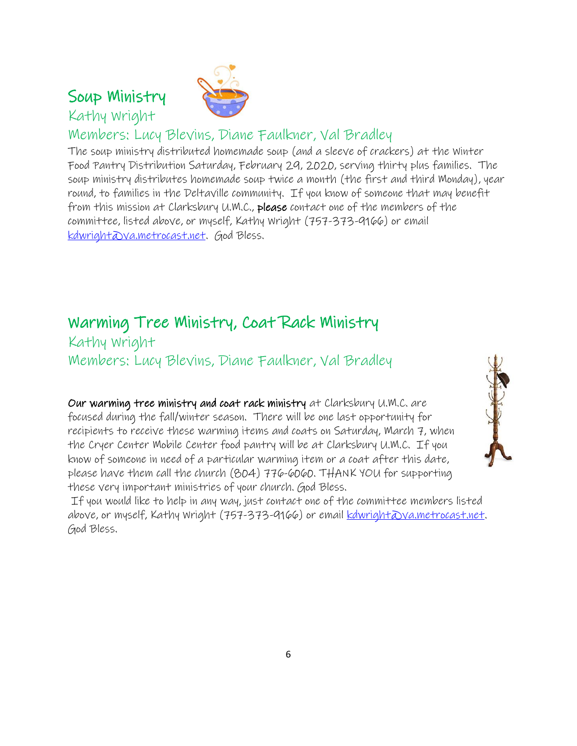## Soup Ministry

Kathy Wright

Members: Lucy Blevins, Diane Faulkner, Val Bradley

The soup ministry distributed homemade soup (and a sleeve of crackers) at the Winter Food Pantry Distribution Saturday, February 29, 2020, serving thirty plus families. The soup ministry distributes homemade soup twice a month (the first and third Monday), year round, to families in the Deltaville community. If you know of someone that may benefit from this mission at Clarksbury U.M.C., **please** contact one of the members of the committee, listed above, or myself, Kathy Wright (757-373-9166) or email kdwright@va.metrocast.net. God Bless.

## Warming Tree Ministry, Coat Rack Ministry

Kathy Wright

Members: Lucy Blevins, Diane Faulkner, Val Bradley

**Our warming tree ministry and coat rack ministry** at Clarksbury U.M.C. are focused during the fall/winter season. There will be one last opportunity for recipients to receive these warming items and coats on Saturday, March 7, when the Cryer Center Mobile Center food pantry will be at Clarksbury U.M.C. If you know of someone in need of a particular warming item or a coat after this date, please have them call the church (804) 776-6060. THANK YOU for supporting these very important ministries of your church. God Bless.

If you would like to help in any way, just contact one of the committee members listed above, or myself, Kathy Wright (757-373-9166) or email kdwright@va.metrocast.net. God Bless.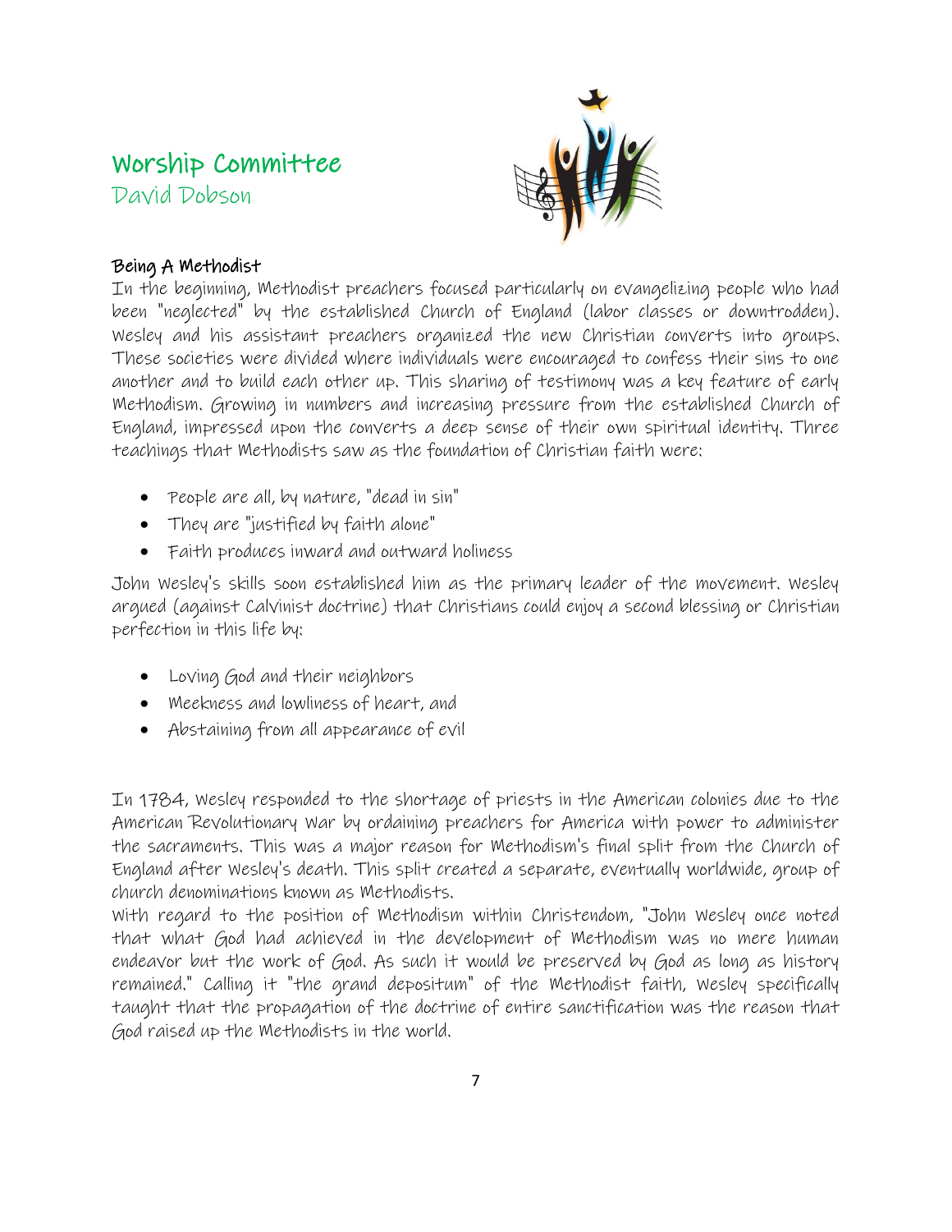## Worship Committee

David Dobson

### Being A Methodist

In the beginning, Methodist preachers focused particularly on evangelizing people who had been "neglected" by the established Church of England (labor classes or downtrodden). Wesley and his assistant preachers organized the new Christian converts into groups. These societies were divided where individuals were encouraged to confess their sins to one another and to build each other up. This sharing of testimony was a key feature of early Methodism. Growing in numbers and increasing pressure from the established Church of England, impressed upon the converts a deep sense of their own spiritual identity. Three teachings that Methodists saw as the foundation of Christian faith were:

- People are all, by nature, "dead in sin"
- They are "justified by faith alone"
- Faith produces inward and outward holiness

John Wesley's skills soon established him as the primary leader of the movement. Wesley argued (against Calvinist doctrine) that Christians could enjoy a second blessing or Christian perfection in this life by:

- Loving God and their neighbors
- Meekness and lowliness of heart, and
- Abstaining from all appearance of evil

In 1784, Wesley responded to the shortage of priests in the American colonies due to the American Revolutionary War by ordaining preachers for America with power to administer the sacraments. This was a major reason for Methodism's final split from the Church of England after Wesley's death. This split created a separate, eventually worldwide, group of church denominations known as Methodists.

With regard to the position of Methodism within Christendom, "John Wesley once noted that what God had achieved in the development of Methodism was no mere human endeavor but the work of God. As such it would be preserved by God as long as history remained." Calling it "the grand depositum" of the Methodist faith, Wesley specifically taught that the propagation of the doctrine of entire sanctification was the reason that God raised up the Methodists in the world.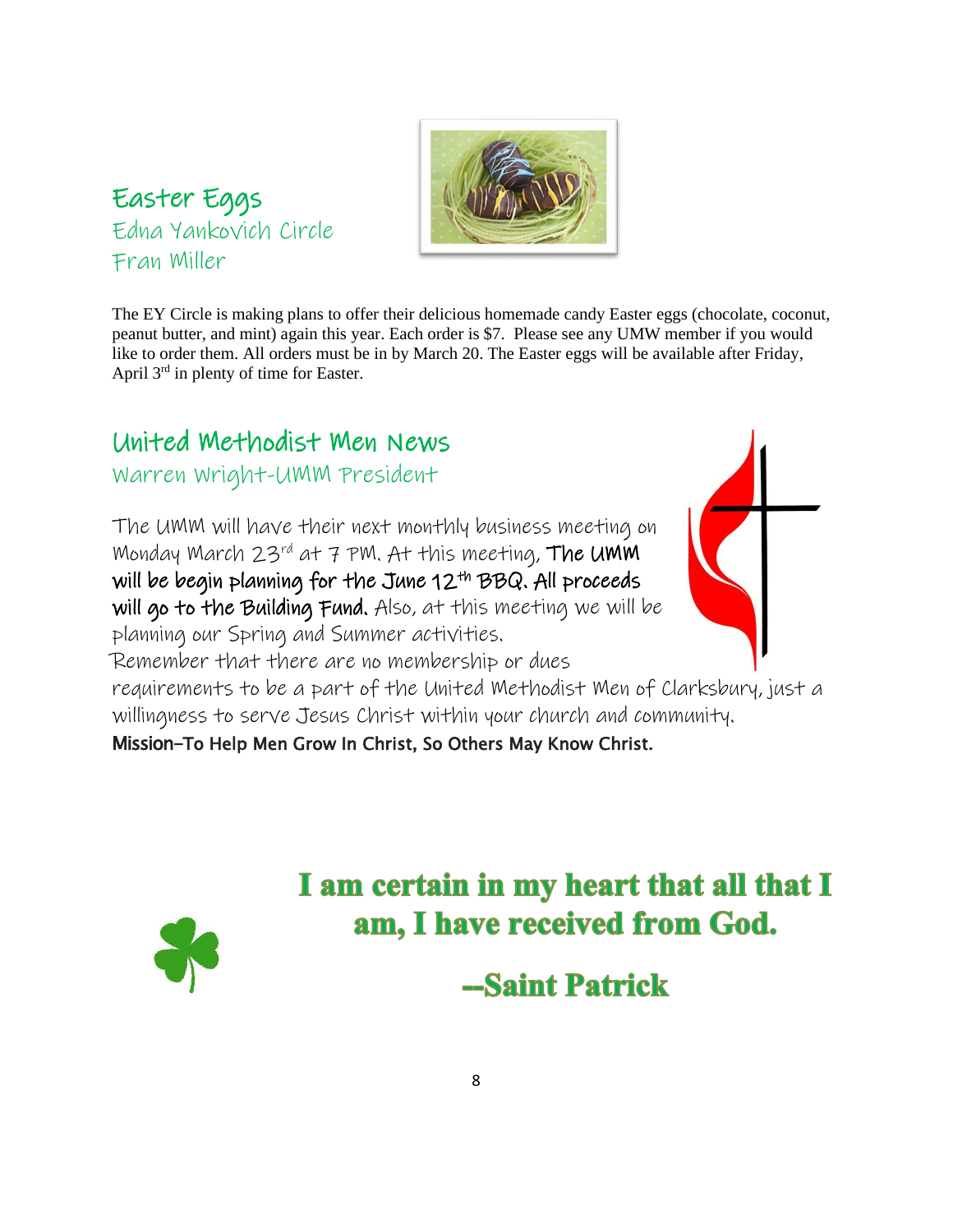## Easter Eggs

Edna Yankovich Circle
Fran Miller

The EY Circle is making plans to offer their delicious homemade candy Easter eggs (chocolate, coconut, peanut butter, and mint) again this year. Each order is $7. Please see any UMW member if you would like to order them. All orders must be in by March 20. The Easter eggs will be available after Friday, April 3rd in plenty of time for Easter.

## United Methodist Men News

Warren Wright-UMM President

The UMM will have their next monthly business meeting on Monday March 23rd at 7 PM. At this meeting, **The UMM will be begin planning for the June 12th BBQ. All proceeds will go to the Building Fund.** Also, at this meeting we will be planning our Spring and Summer activities.

Remember that there are no membership or dues requirements to be a part of the United Methodist Men of Clarksburg, just a willingness to serve Jesus Christ within your church and community.

**Mission–To Help Men Grow In Christ, So Others May Know Christ.**

**I am certain in my heart that all that I am, I have received from God.**

**--Saint Patrick**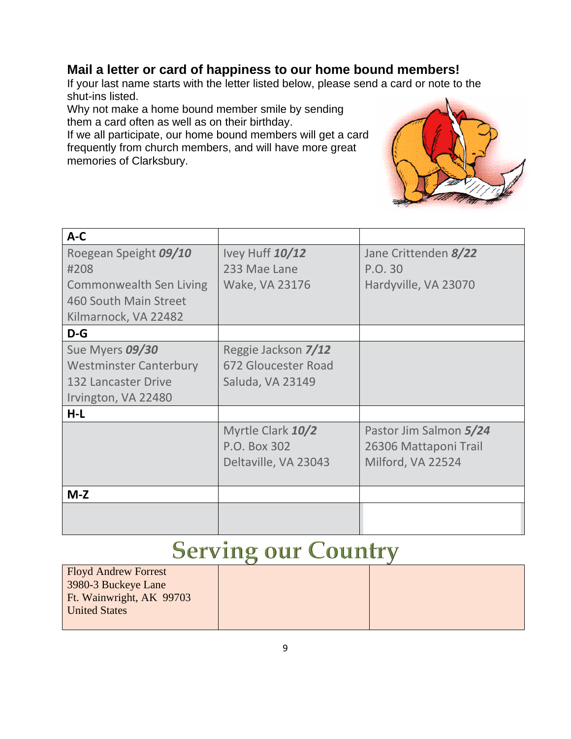## Mail a letter or card of happiness to our home bound members!

If your last name starts with the letter listed below, please send a card or note to the shut-ins listed.

Why not make a home bound member smile by sending them a card often as well as on their birthday.

If we all participate, our home bound members will get a card frequently from church members, and will have more great memories of Clarksbury.

| **A-C** | | |
|---|---|---|
| Roegean Speight ***09/10***<br>#208<br>Commonwealth Sen Living<br>460 South Main Street<br>Kilmarnock, VA 22482 | Ivey Huff ***10/12***<br>233 Mae Lane<br>Wake, VA 23176 | Jane Crittenden ***8/22***<br>P.O. 30<br>Hardyville, VA 23070 |
| **D-G** | | |
| Sue Myers ***09/30***<br>Westminster Canterbury<br>132 Lancaster Drive<br>Irvington, VA 22480 | Reggie Jackson ***7/12***<br>672 Gloucester Road<br>Saluda, VA 23149 | |
| **H-L** | | |
| | Myrtle Clark ***10/2***<br>P.O. Box 302<br>Deltaville, VA 23043 | Pastor Jim Salmon ***5/24***<br>26306 Mattaponi Trail<br>Milford, VA 22524 |
| **M-Z** | | |
| | | |

## Serving our Country

| | | |
|---|---|---|
| Floyd Andrew Forrest<br>3980-3 Buckeye Lane<br>Ft. Wainwright, AK 99703<br>United States | | |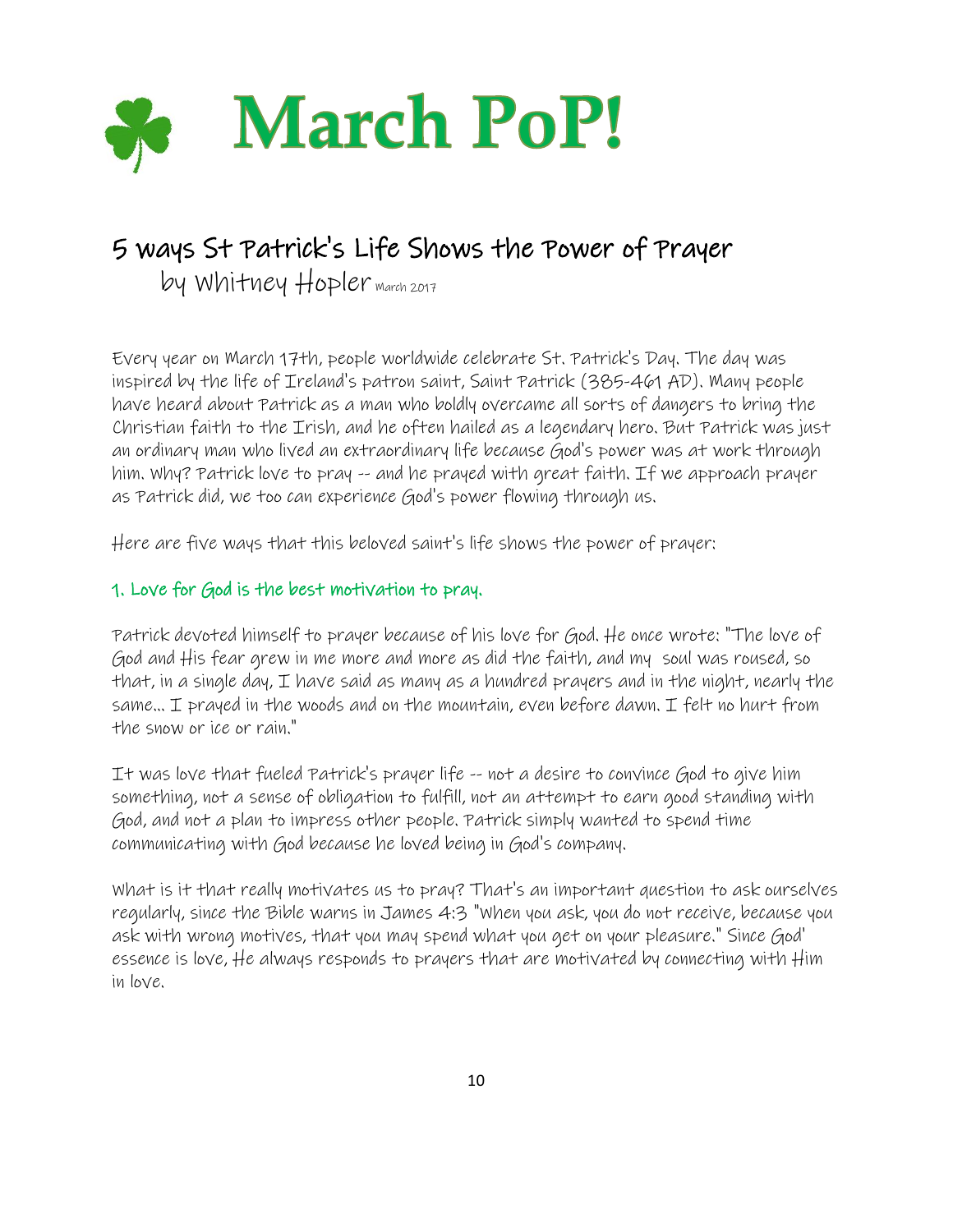# March PoP!

## 5 ways St Patrick's Life Shows the Power of Prayer

by Whitney Hopler March 2017

Every year on March 17th, people worldwide celebrate St. Patrick's Day. The day was inspired by the life of Ireland's patron saint, Saint Patrick (385-461 AD). Many people have heard about Patrick as a man who boldly overcame all sorts of dangers to bring the Christian faith to the Irish, and he often hailed as a legendary hero. But Patrick was just an ordinary man who lived an extraordinary life because God's power was at work through him. Why? Patrick love to pray -- and he prayed with great faith. If we approach prayer as Patrick did, we too can experience God's power flowing through us.

Here are five ways that this beloved saint's life shows the power of prayer:

### 1. Love for God is the best motivation to pray.

Patrick devoted himself to prayer because of his love for God. He once wrote: "The love of God and His fear grew in me more and more as did the faith, and my soul was roused, so that, in a single day, I have said as many as a hundred prayers and in the night, nearly the same... I prayed in the woods and on the mountain, even before dawn. I felt no hurt from the snow or ice or rain."

It was love that fueled Patrick's prayer life -- not a desire to convince God to give him something, not a sense of obligation to fulfill, not an attempt to earn good standing with God, and not a plan to impress other people. Patrick simply wanted to spend time communicating with God because he loved being in God's company.

What is it that really motivates us to pray? That's an important question to ask ourselves regularly, since the Bible warns in James 4:3 "When you ask, you do not receive, because you ask with wrong motives, that you may spend what you get on your pleasure." Since God' essence is love, He always responds to prayers that are motivated by connecting with Him in love.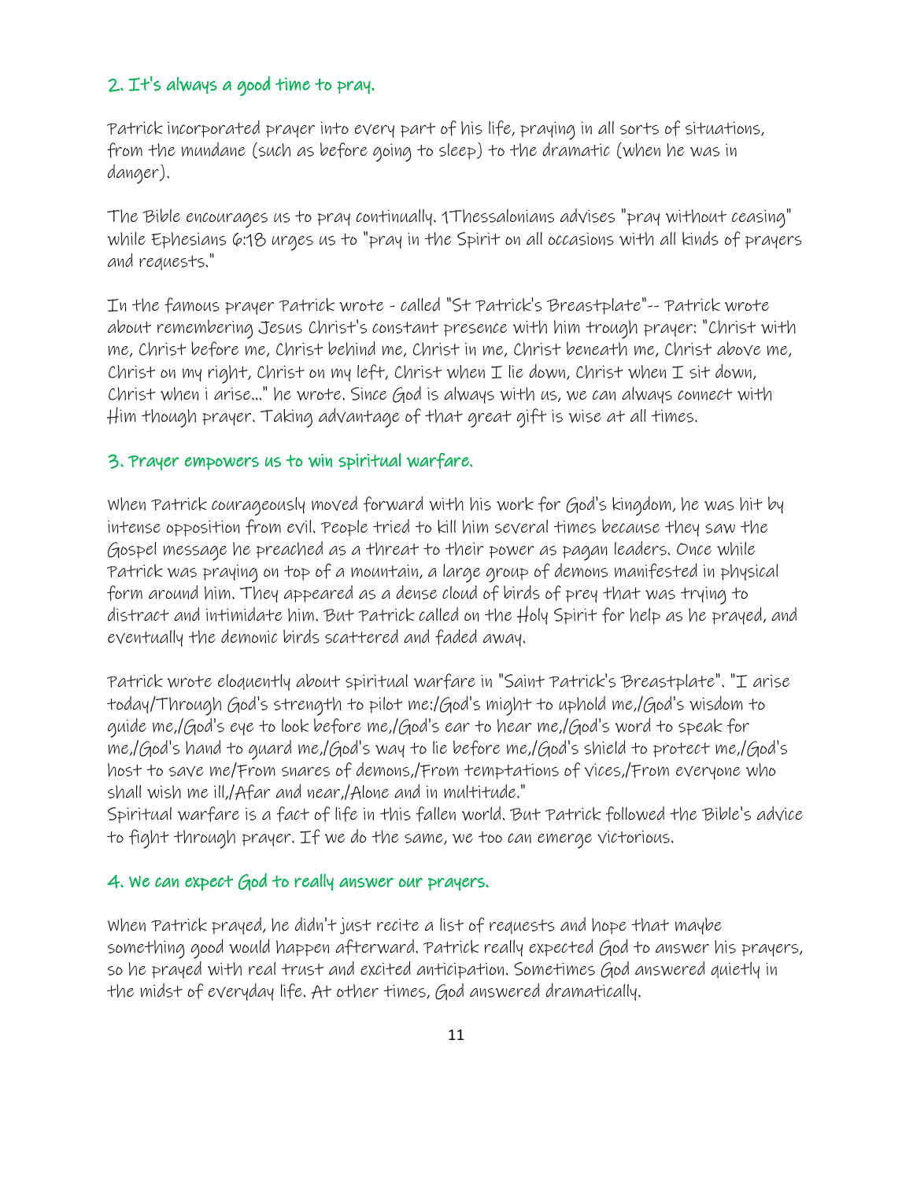## 2. It's always a good time to pray.

Patrick incorporated prayer into every part of his life, praying in all sorts of situations, from the mundane (such as before going to sleep) to the dramatic (when he was in danger).

The Bible encourages us to pray continually. 1Thessalonians advises "pray without ceasing" while Ephesians 6:18 urges us to "pray in the Spirit on all occasions with all kinds of prayers and requests."

In the famous prayer Patrick wrote - called "St Patrick's Breastplate"-- Patrick wrote about remembering Jesus Christ's constant presence with him trough prayer: "Christ with me, Christ before me, Christ behind me, Christ in me, Christ beneath me, Christ above me, Christ on my right, Christ on my left, Christ when I lie down, Christ when I sit down, Christ when i arise..." he wrote. Since God is always with us, we can always connect with Him though prayer. Taking advantage of that great gift is wise at all times.

## 3. Prayer empowers us to win spiritual warfare.

When Patrick courageously moved forward with his work for God's kingdom, he was hit by intense opposition from evil. People tried to kill him several times because they saw the Gospel message he preached as a threat to their power as pagan leaders. Once while Patrick was praying on top of a mountain, a large group of demons manifested in physical form around him. They appeared as a dense cloud of birds of prey that was trying to distract and intimidate him. But Patrick called on the Holy Spirit for help as he prayed, and eventually the demonic birds scattered and faded away.

Patrick wrote eloquently about spiritual warfare in "Saint Patrick's Breastplate". "I arise today/Through God's strength to pilot me:/God's might to uphold me,/God's wisdom to guide me,/God's eye to look before me,/God's ear to hear me,/God's word to speak for me,/God's hand to guard me,/God's way to lie before me,/God's shield to protect me,/God's host to save me/From snares of demons,/From temptations of vices,/From everyone who shall wish me ill,/Afar and near,/Alone and in multitude."
Spiritual warfare is a fact of life in this fallen world. But Patrick followed the Bible's advice to fight through prayer. If we do the same, we too can emerge victorious.

## 4. We can expect God to really answer our prayers.

When Patrick prayed, he didn't just recite a list of requests and hope that maybe something good would happen afterward. Patrick really expected God to answer his prayers, so he prayed with real trust and excited anticipation. Sometimes God answered quietly in the midst of everyday life. At other times, God answered dramatically.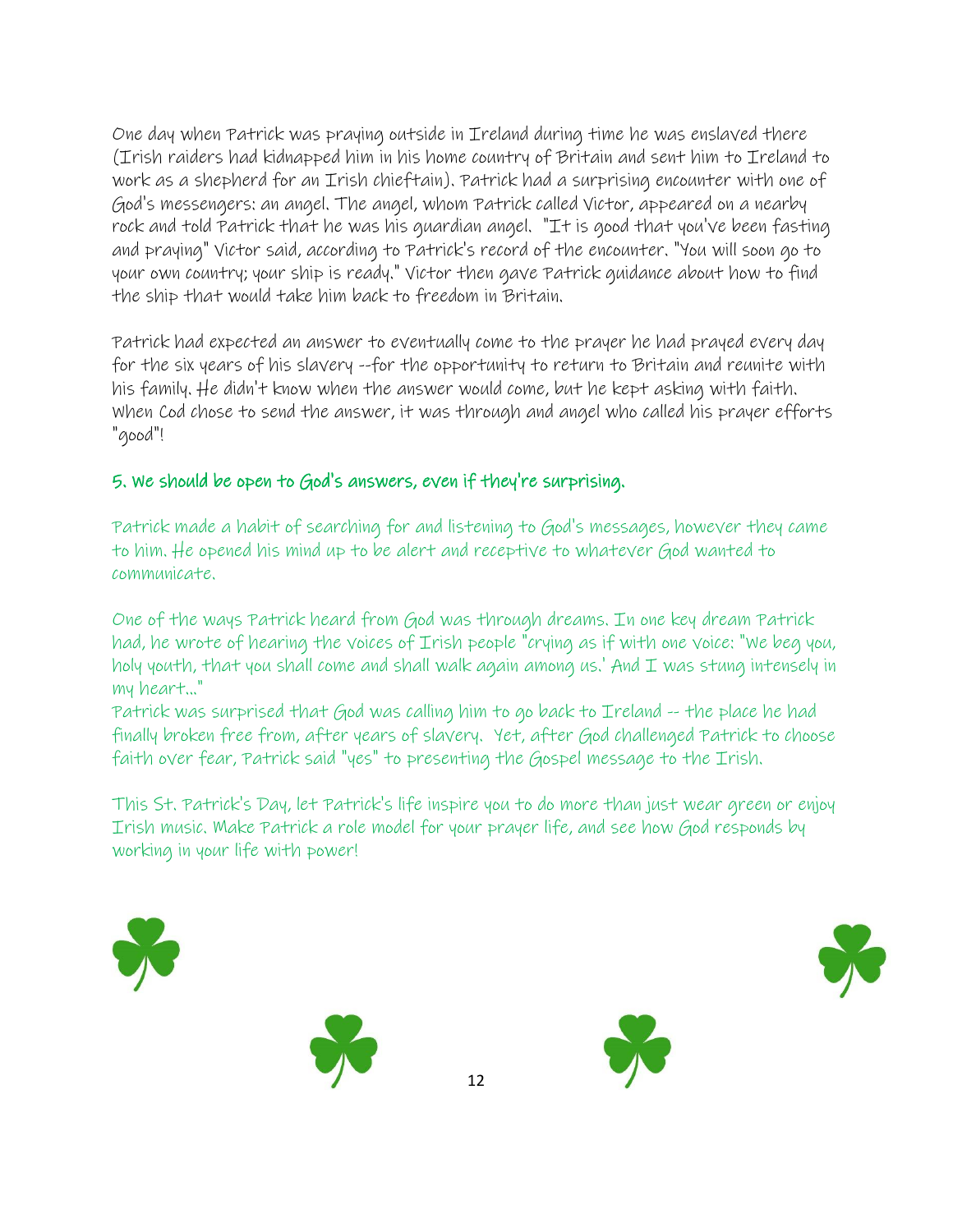One day when Patrick was praying outside in Ireland during time he was enslaved there (Irish raiders had kidnapped him in his home country of Britain and sent him to Ireland to work as a shepherd for an Irish chieftain). Patrick had a surprising encounter with one of God's messengers: an angel. The angel, whom Patrick called Victor, appeared on a nearby rock and told Patrick that he was his guardian angel. "It is good that you've been fasting and praying" Victor said, according to Patrick's record of the encounter. "You will soon go to your own country; your ship is ready." Victor then gave Patrick guidance about how to find the ship that would take him back to freedom in Britain.

Patrick had expected an answer to eventually come to the prayer he had prayed every day for the six years of his slavery --for the opportunity to return to Britain and reunite with his family. He didn't know when the answer would come, but he kept asking with faith. When Cod chose to send the answer, it was through and angel who called his prayer efforts "good"!

### 5. We should be open to God's answers, even if they're surprising.

Patrick made a habit of searching for and listening to God's messages, however they came to him. He opened his mind up to be alert and receptive to whatever God wanted to communicate.

One of the ways Patrick heard from God was through dreams. In one key dream Patrick had, he wrote of hearing the voices of Irish people "crying as if with one voice: "We beg you, holy youth, that you shall come and shall walk again among us.' And I was stung intensely in my heart..."
Patrick was surprised that God was calling him to go back to Ireland -- the place he had finally broken free from, after years of slavery. Yet, after God challenged Patrick to choose faith over fear, Patrick said "yes" to presenting the Gospel message to the Irish.

This St. Patrick's Day, let Patrick's life inspire you to do more than just wear green or enjoy Irish music. Make Patrick a role model for your prayer life, and see how God responds by working in your life with power!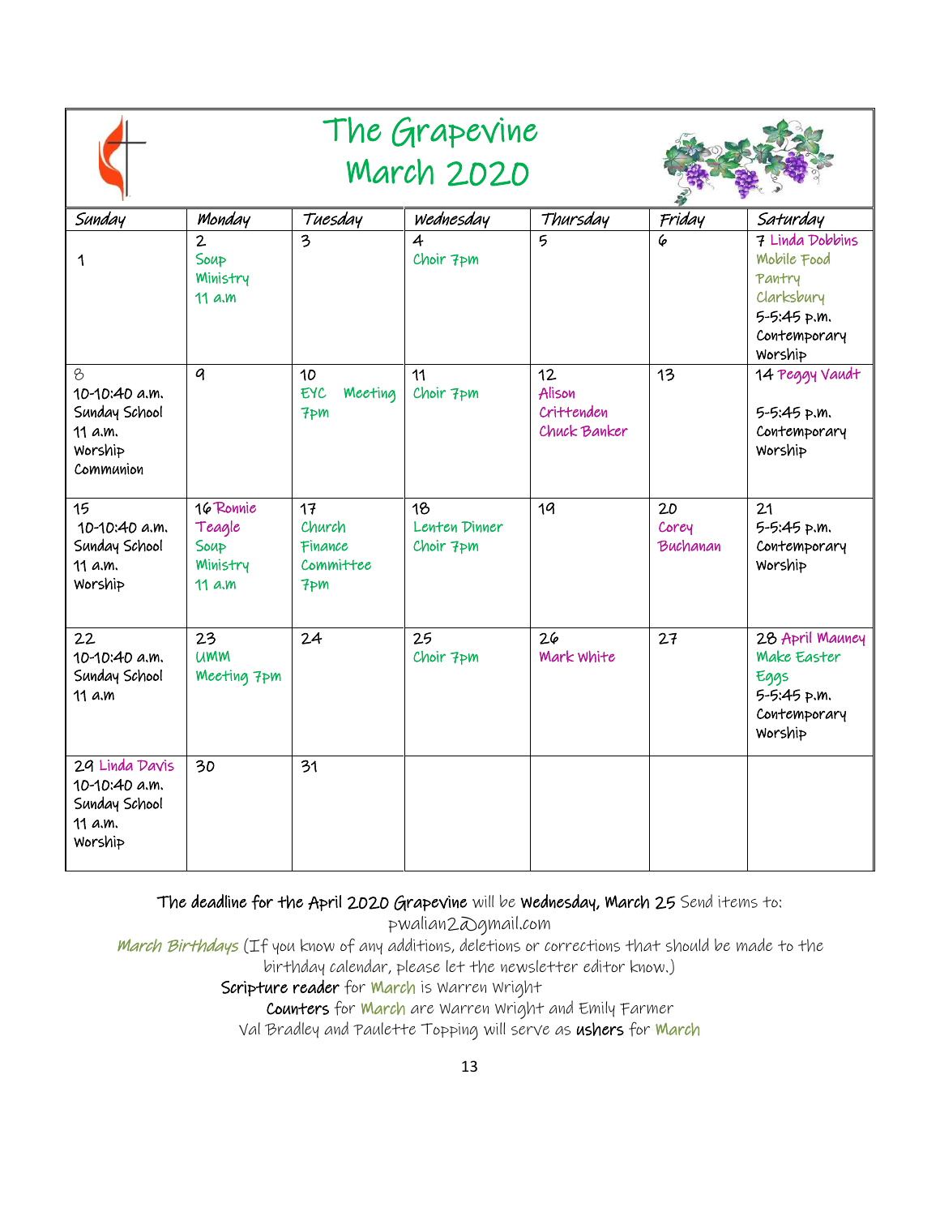# The Grapevine
## March 2020

| Sunday | Monday | Tuesday | Wednesday | Thursday | Friday | Saturday |
|---|---|---|---|---|---|---|
| 1 | 2 Soup Ministry 11 a.m | 3 | 4 Choir 7pm | 5 | 6 | 7 Linda Dobbins Mobile Food Pantry Clarksbury 5-5:45 p.m. Contemporary Worship |
| 8 10-10:40 a.m. Sunday School 11 a.m. Worship Communion | 9 | 10 EYC Meeting 7pm | 11 Choir 7pm | 12 Alison Crittenden Chuck Banker | 13 | 14 Peggy Vaudt 5-5:45 p.m. Contemporary Worship |
| 15 10-10:40 a.m. Sunday School 11 a.m. Worship | 16 Ronnie Teagle Soup Ministry 11 a.m | 17 Church Finance Committee 7pm | 18 Lenten Dinner Choir 7pm | 19 | 20 Corey Buchanan | 21 5-5:45 p.m. Contemporary Worship |
| 22 10-10:40 a.m. Sunday School 11 a.m | 23 UMM Meeting 7pm | 24 | 25 Choir 7pm | 26 Mark White | 27 | 28 April Mauney Make Easter Eggs 5-5:45 p.m. Contemporary Worship |
| 29 Linda Davis 10-10:40 a.m. Sunday School 11 a.m. Worship | 30 | 31 | | | | |

**The deadline for the April 2020 Grapevine** will be **Wednesday, March 25** Send items to: pwalian2@gmail.com

*March Birthdays* (If you know of any additions, deletions or corrections that should be made to the birthday calendar, please let the newsletter editor know.)

**Scripture reader** for March is Warren Wright

**Counters** for March are Warren Wright and Emily Farmer

Val Bradley and Paulette Topping will serve as **ushers** for March